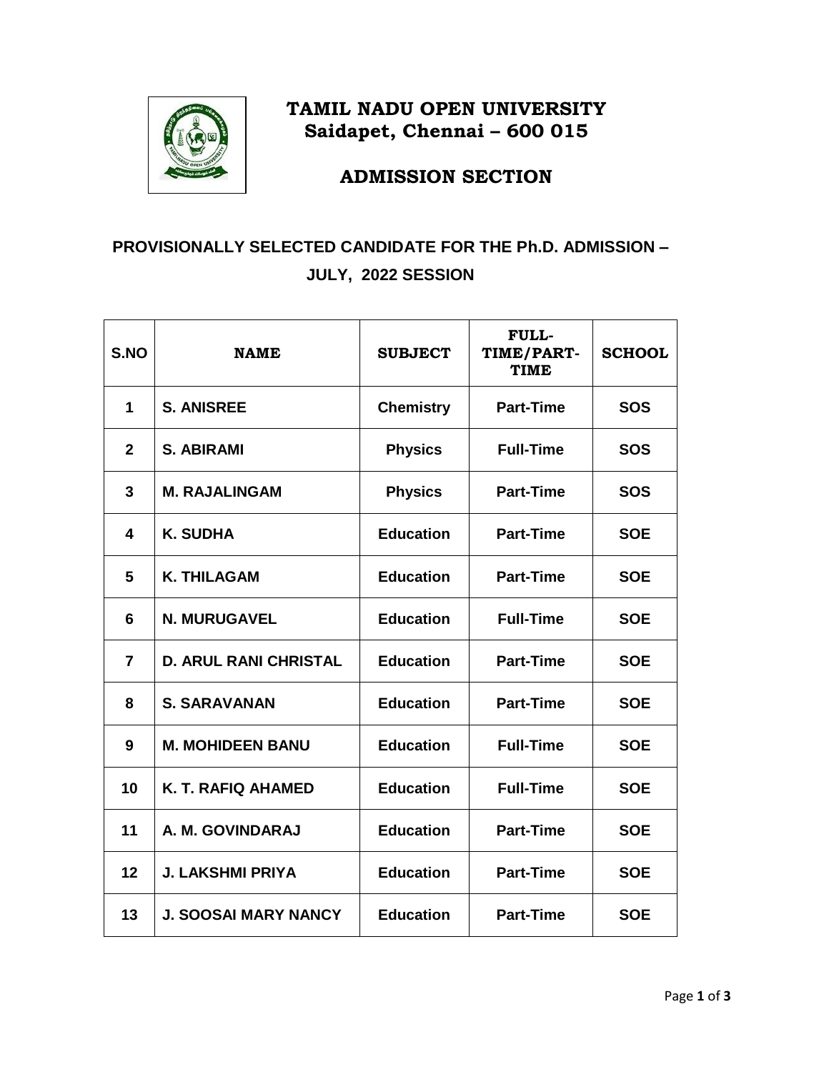# TAMIL NADU OPEN UNIVERSITY
## Saidapet, Chennai – 600 015

## ADMISSION SECTION

### PROVISIONALLY SELECTED CANDIDATE FOR THE Ph.D. ADMISSION – JULY, 2022 SESSION

| S.NO | NAME | SUBJECT | FULL-TIME/PART-TIME | SCHOOL |
|---|---|---|---|---|
| 1 | S. ANISREE | Chemistry | Part-Time | SOS |
| 2 | S. ABIRAMI | Physics | Full-Time | SOS |
| 3 | M. RAJALINGAM | Physics | Part-Time | SOS |
| 4 | K. SUDHA | Education | Part-Time | SOE |
| 5 | K. THILAGAM | Education | Part-Time | SOE |
| 6 | N. MURUGAVEL | Education | Full-Time | SOE |
| 7 | D. ARUL RANI CHRISTAL | Education | Part-Time | SOE |
| 8 | S. SARAVANAN | Education | Part-Time | SOE |
| 9 | M. MOHIDEEN BANU | Education | Full-Time | SOE |
| 10 | K. T. RAFIQ AHAMED | Education | Full-Time | SOE |
| 11 | A. M. GOVINDARAJ | Education | Part-Time | SOE |
| 12 | J. LAKSHMI PRIYA | Education | Part-Time | SOE |
| 13 | J. SOOSAI MARY NANCY | Education | Part-Time | SOE |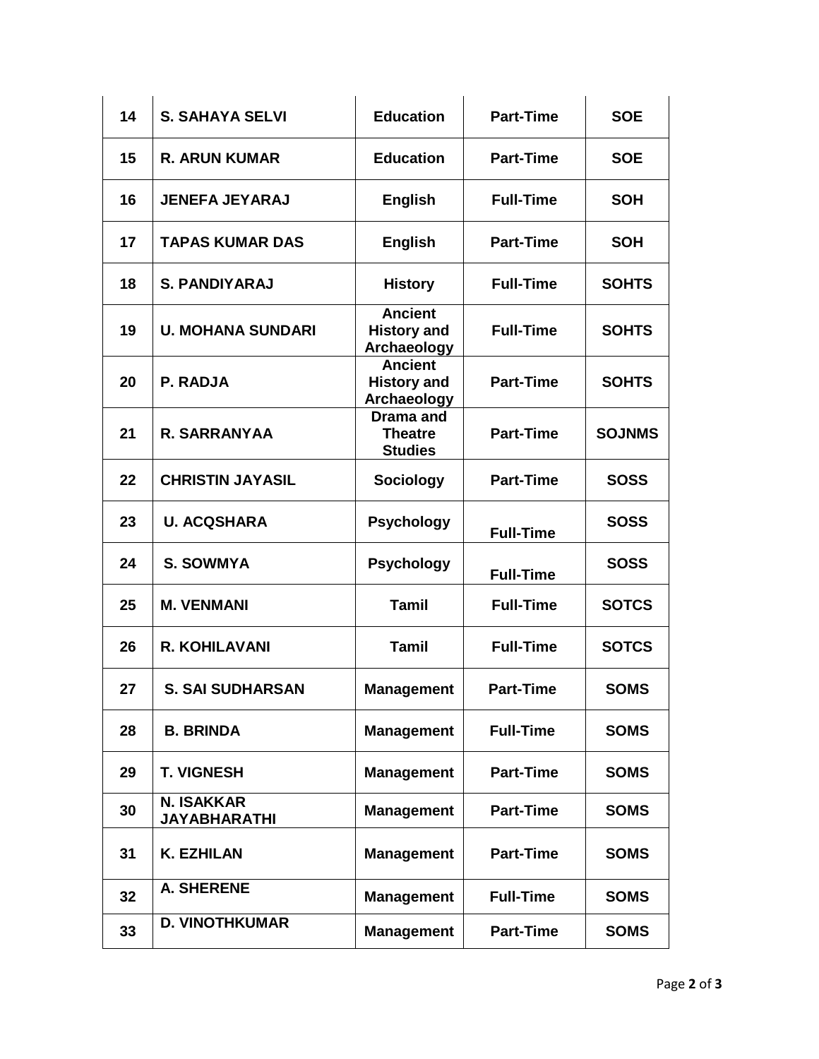| 14 | S. SAHAYA SELVI | Education | Part-Time | SOE |
|---|---|---|---|---|
| 15 | R. ARUN KUMAR | Education | Part-Time | SOE |
| 16 | JENEFA JEYARAJ | English | Full-Time | SOH |
| 17 | TAPAS KUMAR DAS | English | Part-Time | SOH |
| 18 | S. PANDIYARAJ | History | Full-Time | SOHTS |
| 19 | U. MOHANA SUNDARI | Ancient History and Archaeology | Full-Time | SOHTS |
| 20 | P. RADJA | Ancient History and Archaeology | Part-Time | SOHTS |
| 21 | R. SARRANYAA | Drama and Theatre Studies | Part-Time | SOJNMS |
| 22 | CHRISTIN JAYASIL | Sociology | Part-Time | SOSS |
| 23 | U. ACQSHARA | Psychology | Full-Time | SOSS |
| 24 | S. SOWMYA | Psychology | Full-Time | SOSS |
| 25 | M. VENMANI | Tamil | Full-Time | SOTCS |
| 26 | R. KOHILAVANI | Tamil | Full-Time | SOTCS |
| 27 | S. SAI SUDHARSAN | Management | Part-Time | SOMS |
| 28 | B. BRINDA | Management | Full-Time | SOMS |
| 29 | T. VIGNESH | Management | Part-Time | SOMS |
| 30 | N. ISAKKAR JAYABHARATHI | Management | Part-Time | SOMS |
| 31 | K. EZHILAN | Management | Part-Time | SOMS |
| 32 | A. SHERENE | Management | Full-Time | SOMS |
| 33 | D. VINOTHKUMAR | Management | Part-Time | SOMS |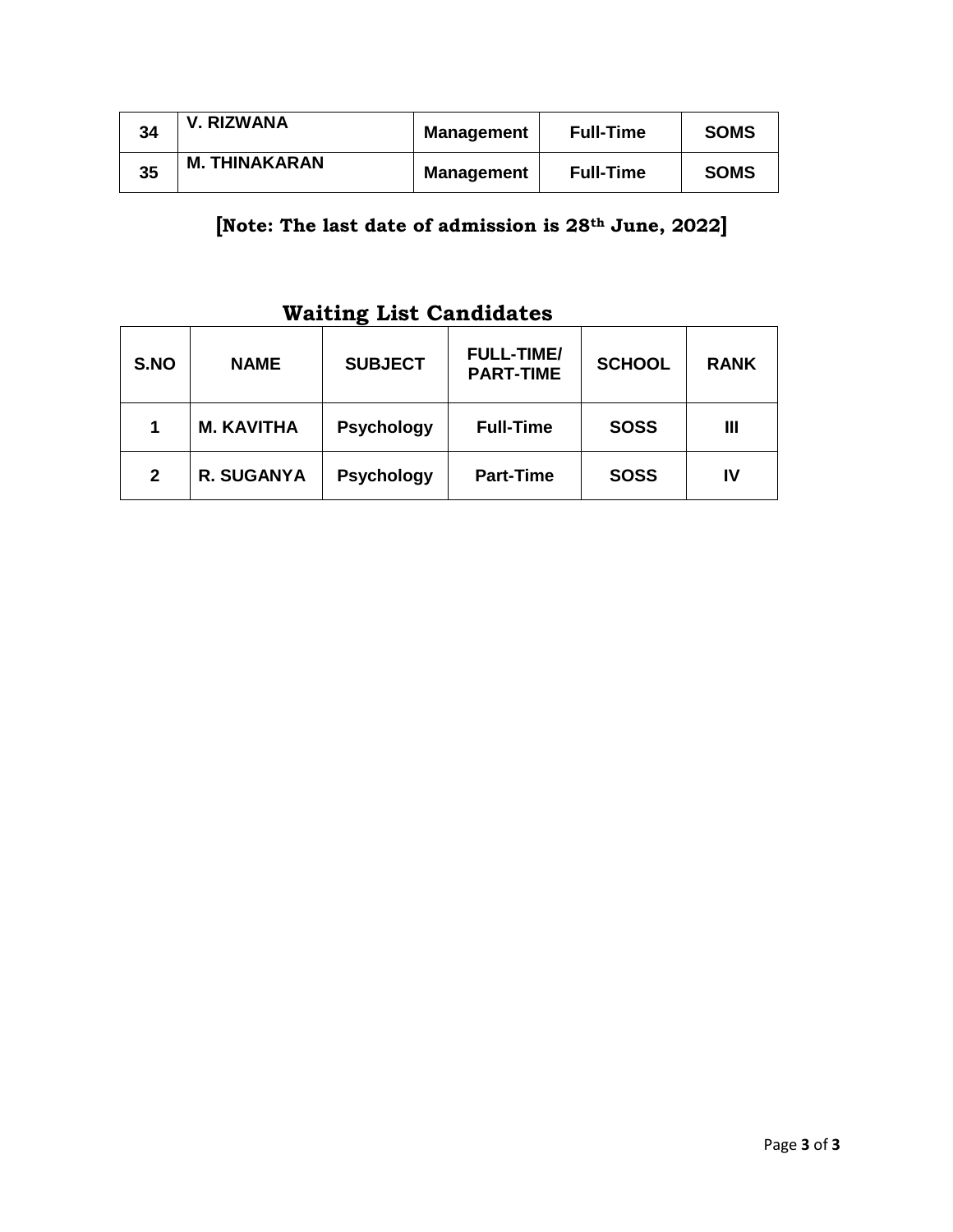| | | | | |
|---|---|---|---|---|
| 34 | V. RIZWANA | Management | Full-Time | SOMS |
| 35 | M. THINAKARAN | Management | Full-Time | SOMS |

**[Note: The last date of admission is 28th June, 2022]**

## Waiting List Candidates

| S.NO | NAME | SUBJECT | FULL-TIME/ PART-TIME | SCHOOL | RANK |
|---|---|---|---|---|---|
| 1 | M. KAVITHA | Psychology | Full-Time | SOSS | III |
| 2 | R. SUGANYA | Psychology | Part-Time | SOSS | IV |